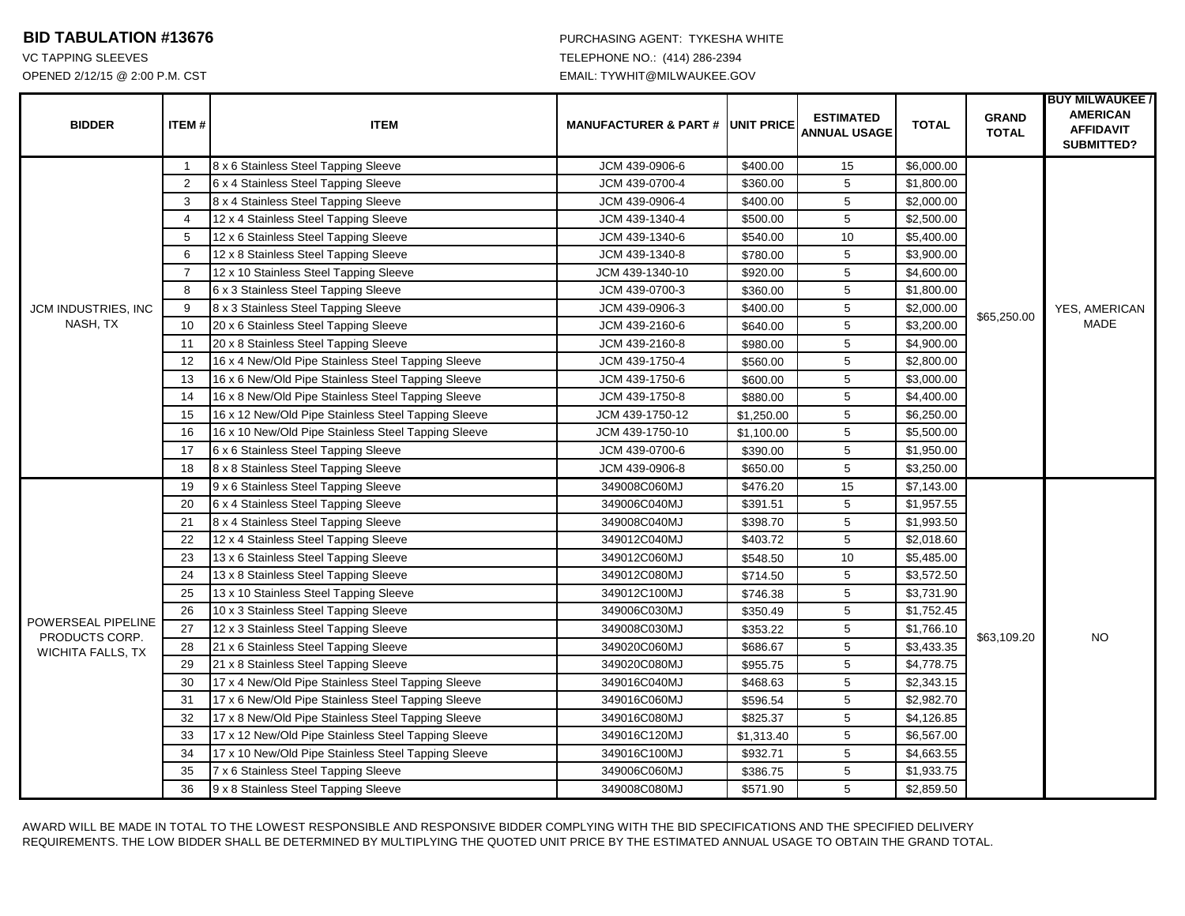**BID TABULATION #13676**

VC TAPPING SLEEVES

OPENED 2/12/15 @ 2:00 P.M. CST

PURCHASING AGENT: TYKESHA WHITE

TELEPHONE NO.: (414) 286-2394

EMAIL: TYWHIT@MILWAUKEE.GOV

| BIDDER | ITEM # | ITEM | MANUFACTURER & PART # | UNIT PRICE | ESTIMATED ANNUAL USAGE | TOTAL | GRAND TOTAL | BUY MILWAUKEE / AMERICAN AFFIDAVIT SUBMITTED? |
|---|---|---|---|---|---|---|---|---|
| JCM INDUSTRIES, INC NASH, TX | 1 | 8 x 6 Stainless Steel Tapping Sleeve | JCM 439-0906-6 | $400.00 | 15 | $6,000.00 | $65,250.00 | YES, AMERICAN MADE |
| | 2 | 6 x 4 Stainless Steel Tapping Sleeve | JCM 439-0700-4 | $360.00 | 5 | $1,800.00 | | |
| | 3 | 8 x 4 Stainless Steel Tapping Sleeve | JCM 439-0906-4 | $400.00 | 5 | $2,000.00 | | |
| | 4 | 12 x 4 Stainless Steel Tapping Sleeve | JCM 439-1340-4 | $500.00 | 5 | $2,500.00 | | |
| | 5 | 12 x 6 Stainless Steel Tapping Sleeve | JCM 439-1340-6 | $540.00 | 10 | $5,400.00 | | |
| | 6 | 12 x 8 Stainless Steel Tapping Sleeve | JCM 439-1340-8 | $780.00 | 5 | $3,900.00 | | |
| | 7 | 12 x 10 Stainless Steel Tapping Sleeve | JCM 439-1340-10 | $920.00 | 5 | $4,600.00 | | |
| | 8 | 6 x 3 Stainless Steel Tapping Sleeve | JCM 439-0700-3 | $360.00 | 5 | $1,800.00 | | |
| | 9 | 8 x 3 Stainless Steel Tapping Sleeve | JCM 439-0906-3 | $400.00 | 5 | $2,000.00 | | |
| | 10 | 20 x 6 Stainless Steel Tapping Sleeve | JCM 439-2160-6 | $640.00 | 5 | $3,200.00 | | |
| | 11 | 20 x 8 Stainless Steel Tapping Sleeve | JCM 439-2160-8 | $980.00 | 5 | $4,900.00 | | |
| | 12 | 16 x 4 New/Old Pipe Stainless Steel Tapping Sleeve | JCM 439-1750-4 | $560.00 | 5 | $2,800.00 | | |
| | 13 | 16 x 6 New/Old Pipe Stainless Steel Tapping Sleeve | JCM 439-1750-6 | $600.00 | 5 | $3,000.00 | | |
| | 14 | 16 x 8 New/Old Pipe Stainless Steel Tapping Sleeve | JCM 439-1750-8 | $880.00 | 5 | $4,400.00 | | |
| | 15 | 16 x 12 New/Old Pipe Stainless Steel Tapping Sleeve | JCM 439-1750-12 | $1,250.00 | 5 | $6,250.00 | | |
| | 16 | 16 x 10 New/Old Pipe Stainless Steel Tapping Sleeve | JCM 439-1750-10 | $1,100.00 | 5 | $5,500.00 | | |
| | 17 | 6 x 6 Stainless Steel Tapping Sleeve | JCM 439-0700-6 | $390.00 | 5 | $1,950.00 | | |
| | 18 | 8 x 8 Stainless Steel Tapping Sleeve | JCM 439-0906-8 | $650.00 | 5 | $3,250.00 | | |
| POWERSEAL PIPELINE PRODUCTS CORP. WICHITA FALLS, TX | 19 | 9 x 6 Stainless Steel Tapping Sleeve | 349008C060MJ | $476.20 | 15 | $7,143.00 | $63,109.20 | NO |
| | 20 | 6 x 4 Stainless Steel Tapping Sleeve | 349006C040MJ | $391.51 | 5 | $1,957.55 | | |
| | 21 | 8 x 4 Stainless Steel Tapping Sleeve | 349008C040MJ | $398.70 | 5 | $1,993.50 | | |
| | 22 | 12 x 4 Stainless Steel Tapping Sleeve | 349012C040MJ | $403.72 | 5 | $2,018.60 | | |
| | 23 | 13 x 6 Stainless Steel Tapping Sleeve | 349012C060MJ | $548.50 | 10 | $5,485.00 | | |
| | 24 | 13 x 8 Stainless Steel Tapping Sleeve | 349012C080MJ | $714.50 | 5 | $3,572.50 | | |
| | 25 | 13 x 10 Stainless Steel Tapping Sleeve | 349012C100MJ | $746.38 | 5 | $3,731.90 | | |
| | 26 | 10 x 3 Stainless Steel Tapping Sleeve | 349006C030MJ | $350.49 | 5 | $1,752.45 | | |
| | 27 | 12 x 3 Stainless Steel Tapping Sleeve | 349008C030MJ | $353.22 | 5 | $1,766.10 | | |
| | 28 | 21 x 6 Stainless Steel Tapping Sleeve | 349020C060MJ | $686.67 | 5 | $3,433.35 | | |
| | 29 | 21 x 8 Stainless Steel Tapping Sleeve | 349020C080MJ | $955.75 | 5 | $4,778.75 | | |
| | 30 | 17 x 4 New/Old Pipe Stainless Steel Tapping Sleeve | 349016C040MJ | $468.63 | 5 | $2,343.15 | | |
| | 31 | 17 x 6 New/Old Pipe Stainless Steel Tapping Sleeve | 349016C060MJ | $596.54 | 5 | $2,982.70 | | |
| | 32 | 17 x 8 New/Old Pipe Stainless Steel Tapping Sleeve | 349016C080MJ | $825.37 | 5 | $4,126.85 | | |
| | 33 | 17 x 12 New/Old Pipe Stainless Steel Tapping Sleeve | 349016C120MJ | $1,313.40 | 5 | $6,567.00 | | |
| | 34 | 17 x 10 New/Old Pipe Stainless Steel Tapping Sleeve | 349016C100MJ | $932.71 | 5 | $4,663.55 | | |
| | 35 | 7 x 6 Stainless Steel Tapping Sleeve | 349006C060MJ | $386.75 | 5 | $1,933.75 | | |
| | 36 | 9 x 8 Stainless Steel Tapping Sleeve | 349008C080MJ | $571.90 | 5 | $2,859.50 | | |

AWARD WILL BE MADE IN TOTAL TO THE LOWEST RESPONSIBLE AND RESPONSIVE BIDDER COMPLYING WITH THE BID SPECIFICATIONS AND THE SPECIFIED DELIVERY REQUIREMENTS. THE LOW BIDDER SHALL BE DETERMINED BY MULTIPLYING THE QUOTED UNIT PRICE BY THE ESTIMATED ANNUAL USAGE TO OBTAIN THE GRAND TOTAL.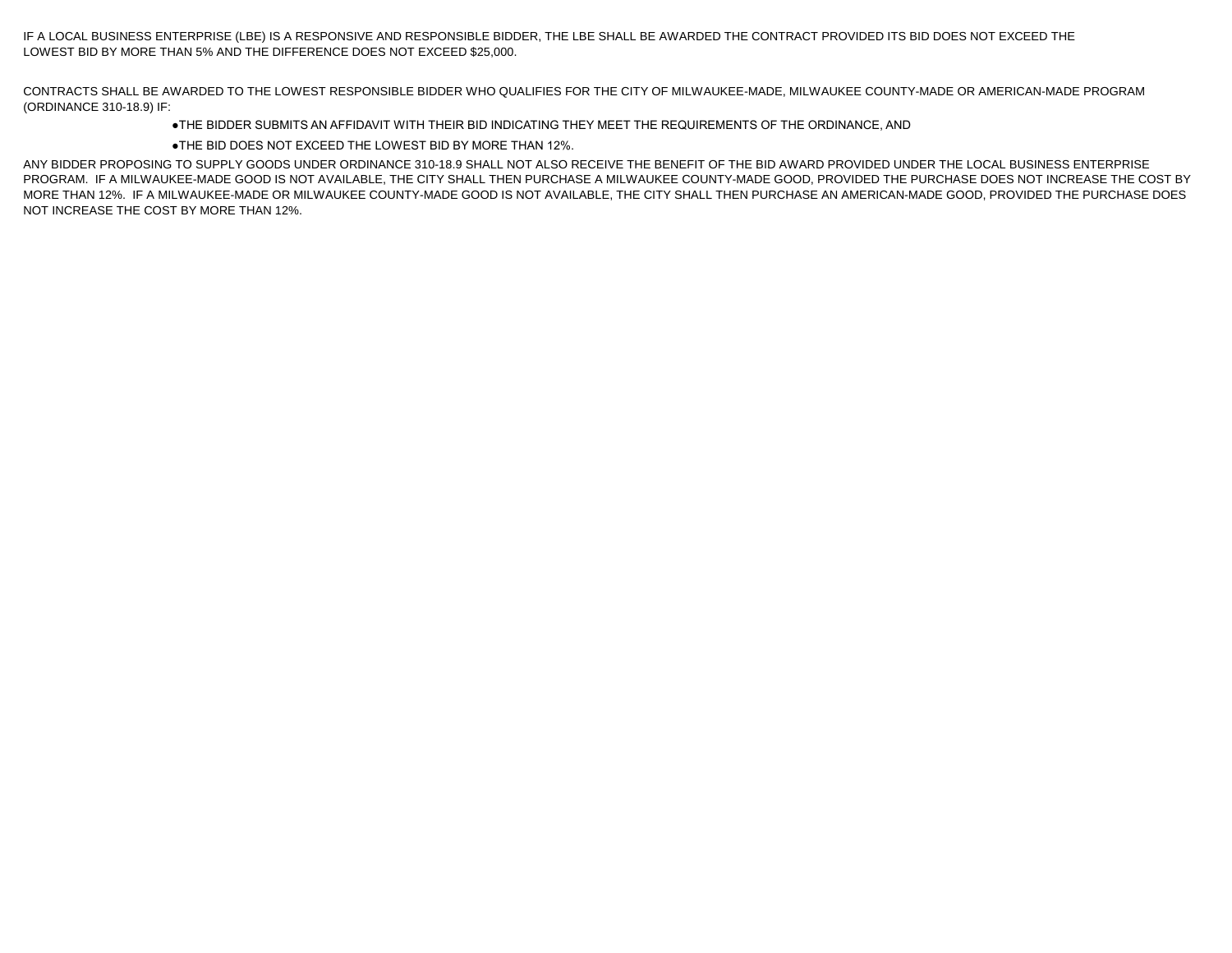IF A LOCAL BUSINESS ENTERPRISE (LBE) IS A RESPONSIVE AND RESPONSIBLE BIDDER, THE LBE SHALL BE AWARDED THE CONTRACT PROVIDED ITS BID DOES NOT EXCEED THE LOWEST BID BY MORE THAN 5% AND THE DIFFERENCE DOES NOT EXCEED $25,000.

CONTRACTS SHALL BE AWARDED TO THE LOWEST RESPONSIBLE BIDDER WHO QUALIFIES FOR THE CITY OF MILWAUKEE-MADE, MILWAUKEE COUNTY-MADE OR AMERICAN-MADE PROGRAM (ORDINANCE 310-18.9) IF:

- THE BIDDER SUBMITS AN AFFIDAVIT WITH THEIR BID INDICATING THEY MEET THE REQUIREMENTS OF THE ORDINANCE, AND
- THE BID DOES NOT EXCEED THE LOWEST BID BY MORE THAN 12%.

ANY BIDDER PROPOSING TO SUPPLY GOODS UNDER ORDINANCE 310-18.9 SHALL NOT ALSO RECEIVE THE BENEFIT OF THE BID AWARD PROVIDED UNDER THE LOCAL BUSINESS ENTERPRISE PROGRAM. IF A MILWAUKEE-MADE GOOD IS NOT AVAILABLE, THE CITY SHALL THEN PURCHASE A MILWAUKEE COUNTY-MADE GOOD, PROVIDED THE PURCHASE DOES NOT INCREASE THE COST BY MORE THAN 12%. IF A MILWAUKEE-MADE OR MILWAUKEE COUNTY-MADE GOOD IS NOT AVAILABLE, THE CITY SHALL THEN PURCHASE AN AMERICAN-MADE GOOD, PROVIDED THE PURCHASE DOES NOT INCREASE THE COST BY MORE THAN 12%.